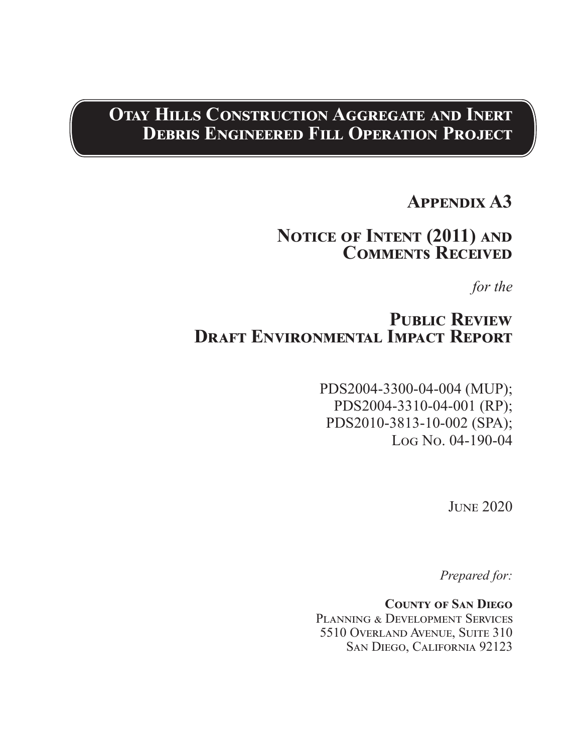# Otay Hills Construction Aggregate and Inert Debris Engineered Fill Operation Project

## Appendix A3

## Notice of Intent (2011) and Comments Received

*for the*

## Public Review Draft Environmental Impact Report

PDS2004-3300-04-004 (MUP);
PDS2004-3310-04-001 (RP);
PDS2010-3813-10-002 (SPA);
Log No. 04-190-04

June 2020

*Prepared for:*

**County of San Diego**
Planning & Development Services
5510 Overland Avenue, Suite 310
San Diego, California 92123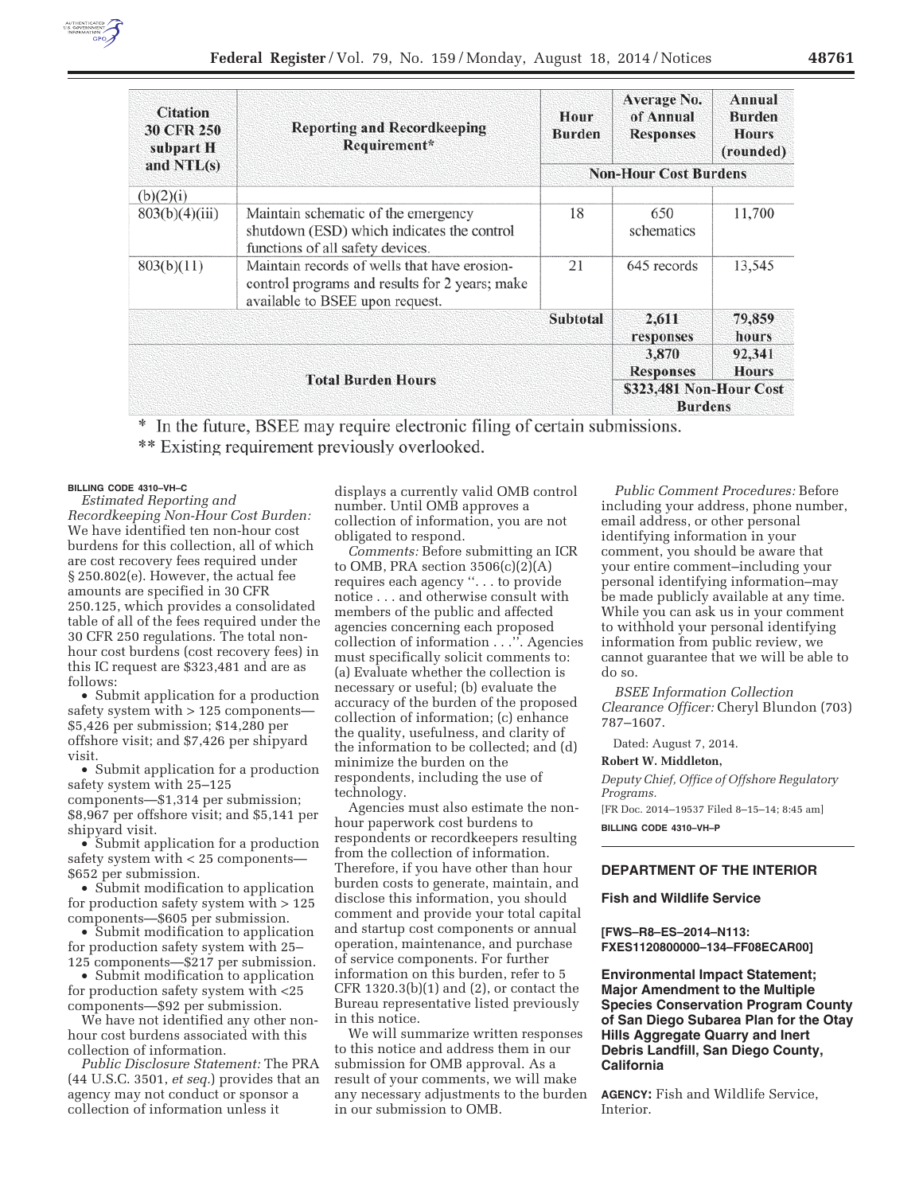| Citation 30 CFR 250 subpart H and NTL(s) | Reporting and Recordkeeping Requirement* | Hour Burden | Average No. of Annual Responses | Annual Burden Hours (rounded) |
|---|---|---|---|---|
| | | | Non-Hour Cost Burdens | |
| (b)(2)(i) | | | | |
| 803(b)(4)(iii) | Maintain schematic of the emergency shutdown (ESD) which indicates the control functions of all safety devices. | 18 | 650 schematics | 11,700 |
| 803(b)(11) | Maintain records of wells that have erosion-control programs and results for 2 years; make available to BSEE upon request. | 21 | 645 records | 13,545 |
| | | Subtotal | 2,611 responses | 79,859 hours |
| Total Burden Hours | | | 3,870 Responses | 92,341 Hours |
| | | | $323,481 Non-Hour Cost Burdens | |

\* In the future, BSEE may require electronic filing of certain submissions.

\*\* Existing requirement previously overlooked.

BILLING CODE 4310–VH–C

*Estimated Reporting and Recordkeeping Non-Hour Cost Burden:* We have identified ten non-hour cost burdens for this collection, all of which are cost recovery fees required under § 250.802(e). However, the actual fee amounts are specified in 30 CFR 250.125, which provides a consolidated table of all of the fees required under the 30 CFR 250 regulations. The total non-hour cost burdens (cost recovery fees) in this IC request are $323,481 and are as follows:

- Submit application for a production safety system with > 125 components—$5,426 per submission; $14,280 per offshore visit; and $7,426 per shipyard visit.
- Submit application for a production safety system with 25–125 components—$1,314 per submission; $8,967 per offshore visit; and $5,141 per shipyard visit.
- Submit application for a production safety system with < 25 components—$652 per submission.
- Submit modification to application for production safety system with > 125 components—$605 per submission.
- Submit modification to application for production safety system with 25–125 components—$217 per submission.
- Submit modification to application for production safety system with <25 components—$92 per submission.

We have not identified any other non-hour cost burdens associated with this collection of information.

*Public Disclosure Statement:* The PRA (44 U.S.C. 3501, *et seq.*) provides that an agency may not conduct or sponsor a collection of information unless it displays a currently valid OMB control number. Until OMB approves a collection of information, you are not obligated to respond.

*Comments:* Before submitting an ICR to OMB, PRA section 3506(c)(2)(A) requires each agency ''. . . to provide notice . . . and otherwise consult with members of the public and affected agencies concerning each proposed collection of information . . .''. Agencies must specifically solicit comments to: (a) Evaluate whether the collection is necessary or useful; (b) evaluate the accuracy of the burden of the proposed collection of information; (c) enhance the quality, usefulness, and clarity of the information to be collected; and (d) minimize the burden on the respondents, including the use of technology.

Agencies must also estimate the non-hour paperwork cost burdens to respondents or recordkeepers resulting from the collection of information. Therefore, if you have other than hour burden costs to generate, maintain, and disclose this information, you should comment and provide your total capital and startup cost components or annual operation, maintenance, and purchase of service components. For further information on this burden, refer to 5 CFR 1320.3(b)(1) and (2), or contact the Bureau representative listed previously in this notice.

We will summarize written responses to this notice and address them in our submission for OMB approval. As a result of your comments, we will make any necessary adjustments to the burden in our submission to OMB.

*Public Comment Procedures:* Before including your address, phone number, email address, or other personal identifying information in your comment, you should be aware that your entire comment–including your personal identifying information–may be made publicly available at any time. While you can ask us in your comment to withhold your personal identifying information from public review, we cannot guarantee that we will be able to do so.

*BSEE Information Collection Clearance Officer:* Cheryl Blundon (703) 787–1607.

Dated: August 7, 2014.

**Robert W. Middleton,**

*Deputy Chief, Office of Offshore Regulatory Programs.*

[FR Doc. 2014–19537 Filed 8–15–14; 8:45 am]

BILLING CODE 4310–VH–P

## DEPARTMENT OF THE INTERIOR

### Fish and Wildlife Service

**[FWS–R8–ES–2014–N113: FXES1120800000–134–FF08ECAR00]**

### Environmental Impact Statement; Major Amendment to the Multiple Species Conservation Program County of San Diego Subarea Plan for the Otay Hills Aggregate Quarry and Inert Debris Landfill, San Diego County, California

**AGENCY:** Fish and Wildlife Service, Interior.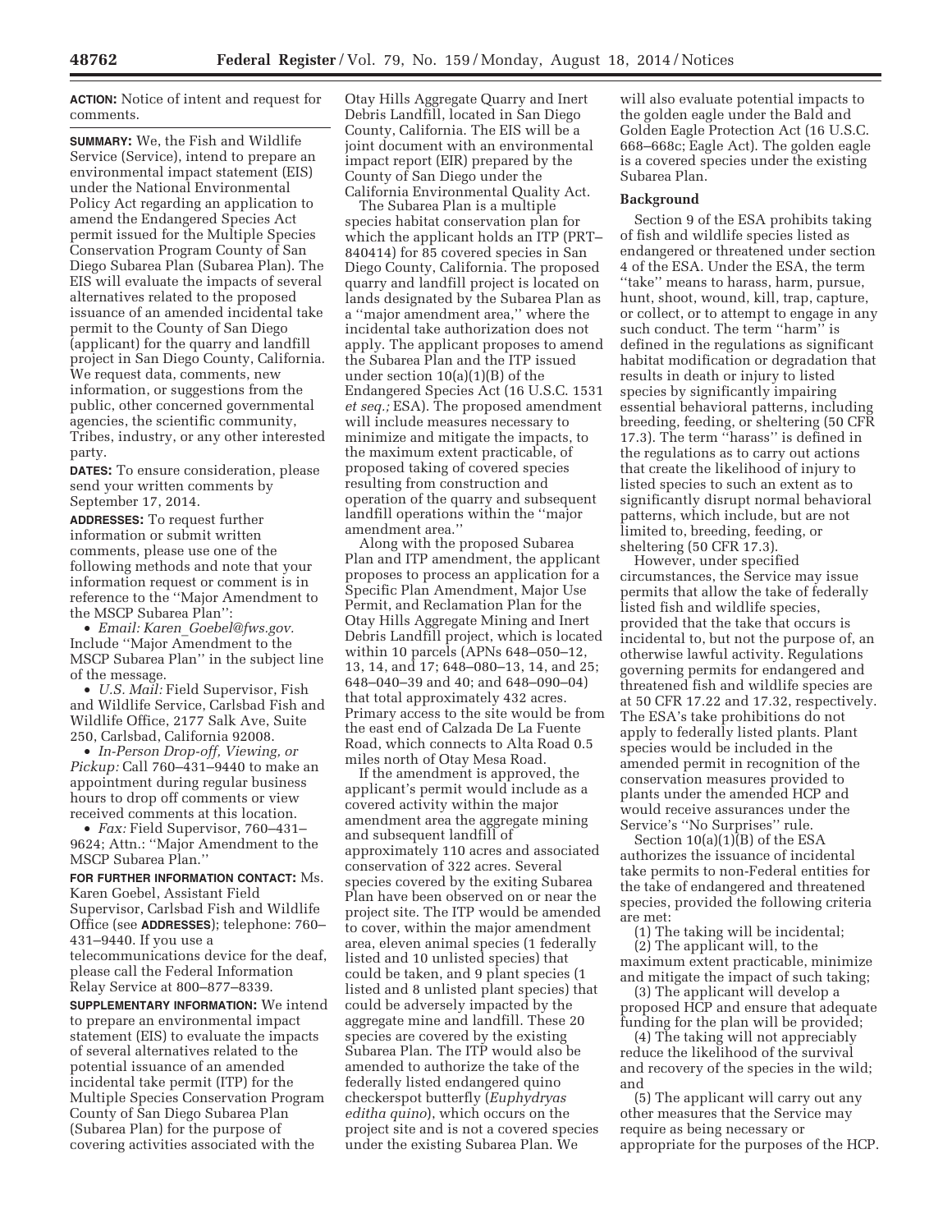**ACTION:** Notice of intent and request for comments.

**SUMMARY:** We, the Fish and Wildlife Service (Service), intend to prepare an environmental impact statement (EIS) under the National Environmental Policy Act regarding an application to amend the Endangered Species Act permit issued for the Multiple Species Conservation Program County of San Diego Subarea Plan (Subarea Plan). The EIS will evaluate the impacts of several alternatives related to the proposed issuance of an amended incidental take permit to the County of San Diego (applicant) for the quarry and landfill project in San Diego County, California. We request data, comments, new information, or suggestions from the public, other concerned governmental agencies, the scientific community, Tribes, industry, or any other interested party.

**DATES:** To ensure consideration, please send your written comments by September 17, 2014.

**ADDRESSES:** To request further information or submit written comments, please use one of the following methods and note that your information request or comment is in reference to the "Major Amendment to the MSCP Subarea Plan":

- *Email: Karen_Goebel@fws.gov.* Include "Major Amendment to the MSCP Subarea Plan" in the subject line of the message.
- *U.S. Mail:* Field Supervisor, Fish and Wildlife Service, Carlsbad Fish and Wildlife Office, 2177 Salk Ave, Suite 250, Carlsbad, California 92008.
- *In-Person Drop-off, Viewing, or Pickup:* Call 760–431–9440 to make an appointment during regular business hours to drop off comments or view received comments at this location.
- *Fax:* Field Supervisor, 760–431–9624; Attn.: "Major Amendment to the MSCP Subarea Plan."

**FOR FURTHER INFORMATION CONTACT:** Ms. Karen Goebel, Assistant Field Supervisor, Carlsbad Fish and Wildlife Office (see **ADDRESSES**); telephone: 760–431–9440. If you use a telecommunications device for the deaf, please call the Federal Information Relay Service at 800–877–8339.

**SUPPLEMENTARY INFORMATION:** We intend to prepare an environmental impact statement (EIS) to evaluate the impacts of several alternatives related to the potential issuance of an amended incidental take permit (ITP) for the Multiple Species Conservation Program County of San Diego Subarea Plan (Subarea Plan) for the purpose of covering activities associated with the Otay Hills Aggregate Quarry and Inert Debris Landfill, located in San Diego County, California. The EIS will be a joint document with an environmental impact report (EIR) prepared by the County of San Diego under the California Environmental Quality Act.

The Subarea Plan is a multiple species habitat conservation plan for which the applicant holds an ITP (PRT–840414) for 85 covered species in San Diego County, California. The proposed quarry and landfill project is located on lands designated by the Subarea Plan as a "major amendment area," where the incidental take authorization does not apply. The applicant proposes to amend the Subarea Plan and the ITP issued under section 10(a)(1)(B) of the Endangered Species Act (16 U.S.C. 1531 *et seq.;* ESA). The proposed amendment will include measures necessary to minimize and mitigate the impacts, to the maximum extent practicable, of proposed taking of covered species resulting from construction and operation of the quarry and subsequent landfill operations within the "major amendment area."

Along with the proposed Subarea Plan and ITP amendment, the applicant proposes to process an application for a Specific Plan Amendment, Major Use Permit, and Reclamation Plan for the Otay Hills Aggregate Mining and Inert Debris Landfill project, which is located within 10 parcels (APNs 648–050–12, 13, 14, and 17; 648–080–13, 14, and 25; 648–040–39 and 40; and 648–090–04) that total approximately 432 acres. Primary access to the site would be from the east end of Calzada De La Fuente Road, which connects to Alta Road 0.5 miles north of Otay Mesa Road.

If the amendment is approved, the applicant's permit would include as a covered activity within the major amendment area the aggregate mining and subsequent landfill of approximately 110 acres and associated conservation of 322 acres. Several species covered by the exiting Subarea Plan have been observed on or near the project site. The ITP would be amended to cover, within the major amendment area, eleven animal species (1 federally listed and 10 unlisted species) that could be taken, and 9 plant species (1 listed and 8 unlisted plant species) that could be adversely impacted by the aggregate mine and landfill. These 20 species are covered by the existing Subarea Plan. The ITP would also be amended to authorize the take of the federally listed endangered quino checkerspot butterfly (*Euphydryas editha quino*), which occurs on the project site and is not a covered species under the existing Subarea Plan. We will also evaluate potential impacts to the golden eagle under the Bald and Golden Eagle Protection Act (16 U.S.C. 668–668c; Eagle Act). The golden eagle is a covered species under the existing Subarea Plan.

## Background

Section 9 of the ESA prohibits taking of fish and wildlife species listed as endangered or threatened under section 4 of the ESA. Under the ESA, the term "take" means to harass, harm, pursue, hunt, shoot, wound, kill, trap, capture, or collect, or to attempt to engage in any such conduct. The term "harm" is defined in the regulations as significant habitat modification or degradation that results in death or injury to listed species by significantly impairing essential behavioral patterns, including breeding, feeding, or sheltering (50 CFR 17.3). The term "harass" is defined in the regulations as to carry out actions that create the likelihood of injury to listed species to such an extent as to significantly disrupt normal behavioral patterns, which include, but are not limited to, breeding, feeding, or sheltering (50 CFR 17.3).

However, under specified circumstances, the Service may issue permits that allow the take of federally listed fish and wildlife species, provided that the take that occurs is incidental to, but not the purpose of, an otherwise lawful activity. Regulations governing permits for endangered and threatened fish and wildlife species are at 50 CFR 17.22 and 17.32, respectively. The ESA's take prohibitions do not apply to federally listed plants. Plant species would be included in the amended permit in recognition of the conservation measures provided to plants under the amended HCP and would receive assurances under the Service's "No Surprises" rule.

Section 10(a)(1)(B) of the ESA authorizes the issuance of incidental take permits to non-Federal entities for the take of endangered and threatened species, provided the following criteria are met:

(1) The taking will be incidental;

(2) The applicant will, to the maximum extent practicable, minimize and mitigate the impact of such taking;

(3) The applicant will develop a proposed HCP and ensure that adequate funding for the plan will be provided;

(4) The taking will not appreciably reduce the likelihood of the survival and recovery of the species in the wild; and

(5) The applicant will carry out any other measures that the Service may require as being necessary or appropriate for the purposes of the HCP.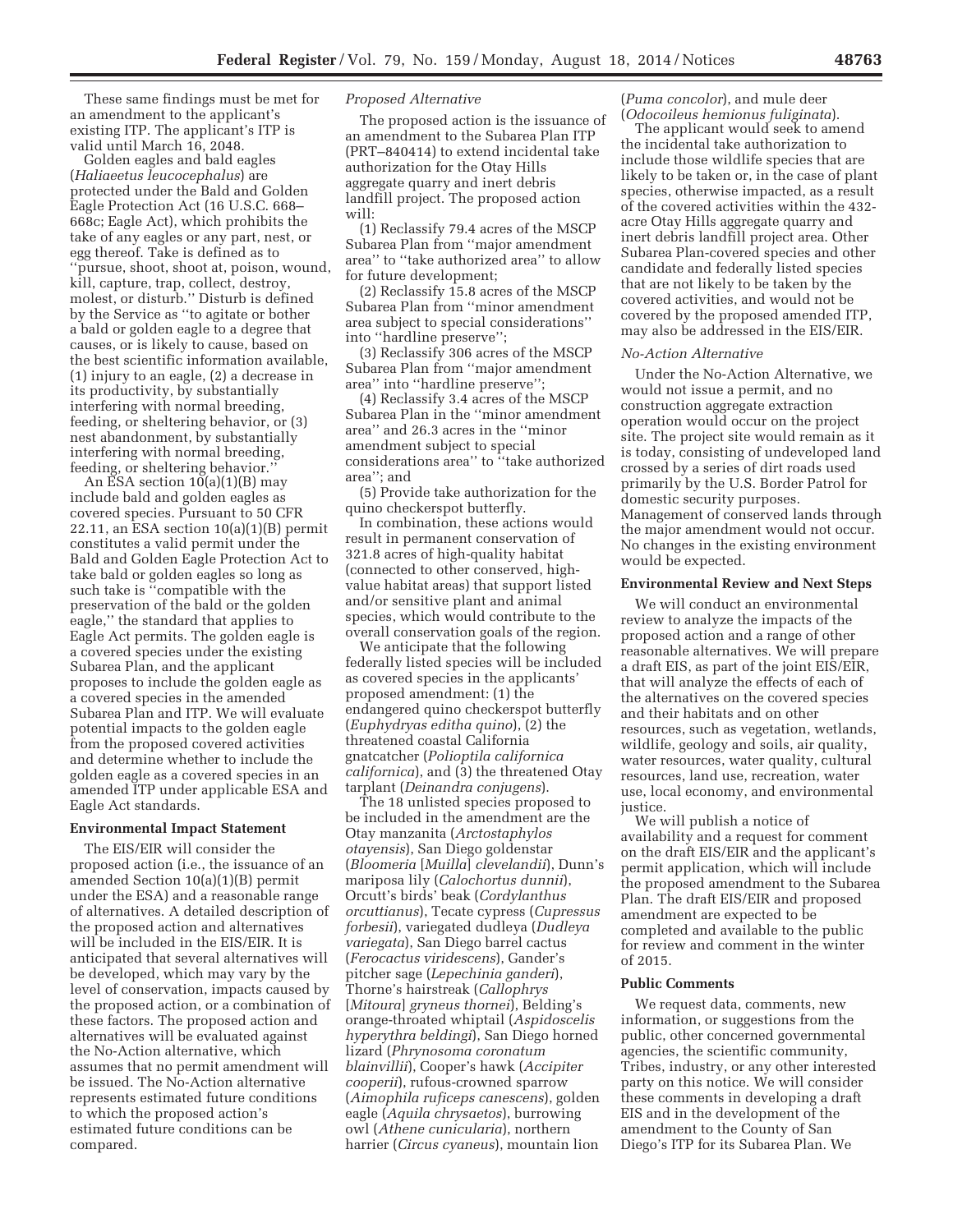These same findings must be met for an amendment to the applicant's existing ITP. The applicant's ITP is valid until March 16, 2048.

Golden eagles and bald eagles (*Haliaeetus leucocephalus*) are protected under the Bald and Golden Eagle Protection Act (16 U.S.C. 668–668c; Eagle Act), which prohibits the take of any eagles or any part, nest, or egg thereof. Take is defined as to ''pursue, shoot, shoot at, poison, wound, kill, capture, trap, collect, destroy, molest, or disturb.'' Disturb is defined by the Service as ''to agitate or bother a bald or golden eagle to a degree that causes, or is likely to cause, based on the best scientific information available, (1) injury to an eagle, (2) a decrease in its productivity, by substantially interfering with normal breeding, feeding, or sheltering behavior, or (3) nest abandonment, by substantially interfering with normal breeding, feeding, or sheltering behavior.''

An ESA section 10(a)(1)(B) may include bald and golden eagles as covered species. Pursuant to 50 CFR 22.11, an ESA section 10(a)(1)(B) permit constitutes a valid permit under the Bald and Golden Eagle Protection Act to take bald or golden eagles so long as such take is ''compatible with the preservation of the bald or the golden eagle,'' the standard that applies to Eagle Act permits. The golden eagle is a covered species under the existing Subarea Plan, and the applicant proposes to include the golden eagle as a covered species in the amended Subarea Plan and ITP. We will evaluate potential impacts to the golden eagle from the proposed covered activities and determine whether to include the golden eagle as a covered species in an amended ITP under applicable ESA and Eagle Act standards.

## Environmental Impact Statement

The EIS/EIR will consider the proposed action (i.e., the issuance of an amended Section 10(a)(1)(B) permit under the ESA) and a reasonable range of alternatives. A detailed description of the proposed action and alternatives will be included in the EIS/EIR. It is anticipated that several alternatives will be developed, which may vary by the level of conservation, impacts caused by the proposed action, or a combination of these factors. The proposed action and alternatives will be evaluated against the No-Action alternative, which assumes that no permit amendment will be issued. The No-Action alternative represents estimated future conditions to which the proposed action's estimated future conditions can be compared.

*Proposed Alternative*

The proposed action is the issuance of an amendment to the Subarea Plan ITP (PRT–840414) to extend incidental take authorization for the Otay Hills aggregate quarry and inert debris landfill project. The proposed action will:

(1) Reclassify 79.4 acres of the MSCP Subarea Plan from ''major amendment area'' to ''take authorized area'' to allow for future development;

(2) Reclassify 15.8 acres of the MSCP Subarea Plan from ''minor amendment area subject to special considerations'' into ''hardline preserve'';

(3) Reclassify 306 acres of the MSCP Subarea Plan from ''major amendment area'' into ''hardline preserve'';

(4) Reclassify 3.4 acres of the MSCP Subarea Plan in the ''minor amendment area'' and 26.3 acres in the ''minor amendment subject to special considerations area'' to ''take authorized area''; and

(5) Provide take authorization for the quino checkerspot butterfly.

In combination, these actions would result in permanent conservation of 321.8 acres of high-quality habitat (connected to other conserved, high-value habitat areas) that support listed and/or sensitive plant and animal species, which would contribute to the overall conservation goals of the region.

We anticipate that the following federally listed species will be included as covered species in the applicants' proposed amendment: (1) the endangered quino checkerspot butterfly (*Euphydryas editha quino*), (2) the threatened coastal California gnatcatcher (*Polioptila californica californica*), and (3) the threatened Otay tarplant (*Deinandra conjugens*).

The 18 unlisted species proposed to be included in the amendment are the Otay manzanita (*Arctostaphylos otayensis*), San Diego goldenstar (*Bloomeria* [*Muilla*] *clevelandii*), Dunn's mariposa lily (*Calochortus dunnii*), Orcutt's birds' beak (*Cordylanthus orcuttianus*), Tecate cypress (*Cupressus forbesii*), variegated dudleya (*Dudleya variegata*), San Diego barrel cactus (*Ferocactus viridescens*), Gander's pitcher sage (*Lepechinia ganderi*), Thorne's hairstreak (*Callophrys* [*Mitoura*] *gryneus thornei*), Belding's orange-throated whiptail (*Aspidoscelis hyperythra beldingi*), San Diego horned lizard (*Phrynosoma coronatum blainvillii*), Cooper's hawk (*Accipiter cooperii*), rufous-crowned sparrow (*Aimophila ruficeps canescens*), golden eagle (*Aquila chrysaetos*), burrowing owl (*Athene cunicularia*), northern harrier (*Circus cyaneus*), mountain lion (*Puma concolor*), and mule deer (*Odocoileus hemionus fuliginata*).

The applicant would seek to amend the incidental take authorization to include those wildlife species that are likely to be taken or, in the case of plant species, otherwise impacted, as a result of the covered activities within the 432-acre Otay Hills aggregate quarry and inert debris landfill project area. Other Subarea Plan-covered species and other candidate and federally listed species that are not likely to be taken by the covered activities, and would not be covered by the proposed amended ITP, may also be addressed in the EIS/EIR.

*No-Action Alternative*

Under the No-Action Alternative, we would not issue a permit, and no construction aggregate extraction operation would occur on the project site. The project site would remain as it is today, consisting of undeveloped land crossed by a series of dirt roads used primarily by the U.S. Border Patrol for domestic security purposes. Management of conserved lands through the major amendment would not occur. No changes in the existing environment would be expected.

## Environmental Review and Next Steps

We will conduct an environmental review to analyze the impacts of the proposed action and a range of other reasonable alternatives. We will prepare a draft EIS, as part of the joint EIS/EIR, that will analyze the effects of each of the alternatives on the covered species and their habitats and on other resources, such as vegetation, wetlands, wildlife, geology and soils, air quality, water resources, water quality, cultural resources, land use, recreation, water use, local economy, and environmental justice.

We will publish a notice of availability and a request for comment on the draft EIS/EIR and the applicant's permit application, which will include the proposed amendment to the Subarea Plan. The draft EIS/EIR and proposed amendment are expected to be completed and available to the public for review and comment in the winter of 2015.

## Public Comments

We request data, comments, new information, or suggestions from the public, other concerned governmental agencies, the scientific community, Tribes, industry, or any other interested party on this notice. We will consider these comments in developing a draft EIS and in the development of the amendment to the County of San Diego's ITP for its Subarea Plan. We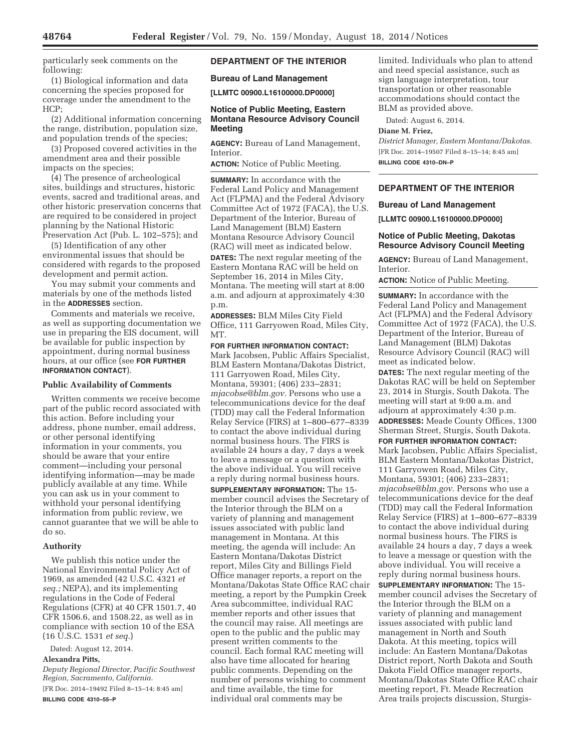particularly seek comments on the following:

(1) Biological information and data concerning the species proposed for coverage under the amendment to the HCP;

(2) Additional information concerning the range, distribution, population size, and population trends of the species;

(3) Proposed covered activities in the amendment area and their possible impacts on the species;

(4) The presence of archeological sites, buildings and structures, historic events, sacred and traditional areas, and other historic preservation concerns that are required to be considered in project planning by the National Historic Preservation Act (Pub. L. 102–575); and

(5) Identification of any other environmental issues that should be considered with regards to the proposed development and permit action.

You may submit your comments and materials by one of the methods listed in the **ADDRESSES** section.

Comments and materials we receive, as well as supporting documentation we use in preparing the EIS document, will be available for public inspection by appointment, during normal business hours, at our office (see **FOR FURTHER INFORMATION CONTACT**).

### Public Availability of Comments

Written comments we receive become part of the public record associated with this action. Before including your address, phone number, email address, or other personal identifying information in your comments, you should be aware that your entire comment—including your personal identifying information—may be made publicly available at any time. While you can ask us in your comment to withhold your personal identifying information from public review, we cannot guarantee that we will be able to do so.

### Authority

We publish this notice under the National Environmental Policy Act of 1969, as amended (42 U.S.C. 4321 *et seq.;* NEPA), and its implementing regulations in the Code of Federal Regulations (CFR) at 40 CFR 1501.7, 40 CFR 1506.6, and 1508.22, as well as in compliance with section 10 of the ESA (16 U.S.C. 1531 *et seq.*)

Dated: August 12, 2014.

**Alexandra Pitts,**

*Deputy Regional Director, Pacific Southwest Region, Sacramento, California.*

[FR Doc. 2014–19492 Filed 8–15–14; 8:45 am]

**BILLING CODE 4310–55–P**

## DEPARTMENT OF THE INTERIOR

### Bureau of Land Management

**[LLMTC 00900.L16100000.DP0000]**

### Notice of Public Meeting, Eastern Montana Resource Advisory Council Meeting

**AGENCY:** Bureau of Land Management, Interior.

**ACTION:** Notice of Public Meeting.

**SUMMARY:** In accordance with the Federal Land Policy and Management Act (FLPMA) and the Federal Advisory Committee Act of 1972 (FACA), the U.S. Department of the Interior, Bureau of Land Management (BLM) Eastern Montana Resource Advisory Council (RAC) will meet as indicated below.

**DATES:** The next regular meeting of the Eastern Montana RAC will be held on September 16, 2014 in Miles City, Montana. The meeting will start at 8:00 a.m. and adjourn at approximately 4:30 p.m.

**ADDRESSES:** BLM Miles City Field Office, 111 Garryowen Road, Miles City, MT.

**FOR FURTHER INFORMATION CONTACT:** Mark Jacobsen, Public Affairs Specialist, BLM Eastern Montana/Dakotas District, 111 Garryowen Road, Miles City, Montana, 59301; (406) 233–2831; *mjacobse@blm.gov.* Persons who use a telecommunications device for the deaf (TDD) may call the Federal Information Relay Service (FIRS) at 1–800–677–8339 to contact the above individual during normal business hours. The FIRS is available 24 hours a day, 7 days a week to leave a message or a question with the above individual. You will receive a reply during normal business hours.

**SUPPLEMENTARY INFORMATION:** The 15-member council advises the Secretary of the Interior through the BLM on a variety of planning and management issues associated with public land management in Montana. At this meeting, the agenda will include: An Eastern Montana/Dakotas District report, Miles City and Billings Field Office manager reports, a report on the Montana/Dakotas State Office RAC chair meeting, a report by the Pumpkin Creek Area subcommittee, individual RAC member reports and other issues that the council may raise. All meetings are open to the public and the public may present written comments to the council. Each formal RAC meeting will also have time allocated for hearing public comments. Depending on the number of persons wishing to comment and time available, the time for individual oral comments may be limited. Individuals who plan to attend and need special assistance, such as sign language interpretation, tour transportation or other reasonable accommodations should contact the BLM as provided above.

Dated: August 6, 2014.

**Diane M. Friez,**

*District Manager, Eastern Montana/Dakotas.*

[FR Doc. 2014–19507 Filed 8–15–14; 8:45 am]

**BILLING CODE 4310–DN–P**

## DEPARTMENT OF THE INTERIOR

### Bureau of Land Management

**[LLMTC 00900.L16100000.DP0000]**

### Notice of Public Meeting, Dakotas Resource Advisory Council Meeting

**AGENCY:** Bureau of Land Management, Interior.

**ACTION:** Notice of Public Meeting.

**SUMMARY:** In accordance with the Federal Land Policy and Management Act (FLPMA) and the Federal Advisory Committee Act of 1972 (FACA), the U.S. Department of the Interior, Bureau of Land Management (BLM) Dakotas Resource Advisory Council (RAC) will meet as indicated below.

**DATES:** The next regular meeting of the Dakotas RAC will be held on September 23, 2014 in Sturgis, South Dakota. The meeting will start at 9:00 a.m. and adjourn at approximately 4:30 p.m.

**ADDRESSES:** Meade County Offices, 1300 Sherman Street, Sturgis, South Dakota.

**FOR FURTHER INFORMATION CONTACT:** Mark Jacobsen, Public Affairs Specialist, BLM Eastern Montana/Dakotas District, 111 Garryowen Road, Miles City, Montana, 59301; (406) 233–2831; *mjacobse@blm.gov.* Persons who use a telecommunications device for the deaf (TDD) may call the Federal Information Relay Service (FIRS) at 1–800–677–8339 to contact the above individual during normal business hours. The FIRS is available 24 hours a day, 7 days a week to leave a message or question with the above individual. You will receive a reply during normal business hours.

**SUPPLEMENTARY INFORMATION:** The 15-member council advises the Secretary of the Interior through the BLM on a variety of planning and management issues associated with public land management in North and South Dakota. At this meeting, topics will include: An Eastern Montana/Dakotas District report, North Dakota and South Dakota Field Office manager reports, Montana/Dakotas State Office RAC chair meeting report, Ft. Meade Recreation Area trails projects discussion, Sturgis-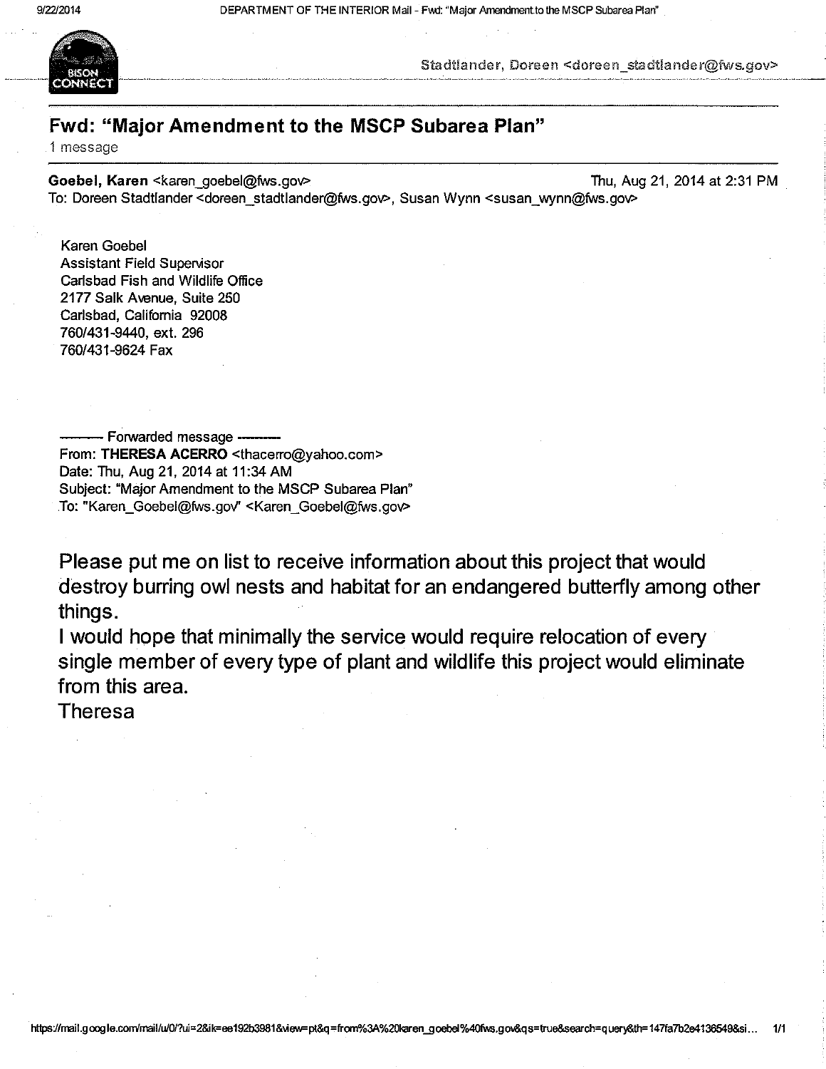Stadtlander, Doreen <doreen_stadtlander@fws.gov>

# Fwd: "Major Amendment to the MSCP Subarea Plan"

1 message

**Goebel, Karen** <karen_goebel@fws.gov> Thu, Aug 21, 2014 at 2:31 PM
To: Doreen Stadtlander <doreen_stadtlander@fws.gov>, Susan Wynn <susan_wynn@fws.gov>

Karen Goebel
Assistant Field Supervisor
Carlsbad Fish and Wildlife Office
2177 Salk Avenue, Suite 250
Carlsbad, California 92008
760/431-9440, ext. 296
760/431-9624 Fax

---------- Forwarded message ----------
From: **THERESA ACERRO** <thacerro@yahoo.com>
Date: Thu, Aug 21, 2014 at 11:34 AM
Subject: "Major Amendment to the MSCP Subarea Plan"
To: "Karen_Goebel@fws.gov" <Karen_Goebel@fws.gov>

Please put me on list to receive information about this project that would destroy burring owl nests and habitat for an endangered butterfly among other things.
I would hope that minimally the service would require relocation of every single member of every type of plant and wildlife this project would eliminate from this area.
Theresa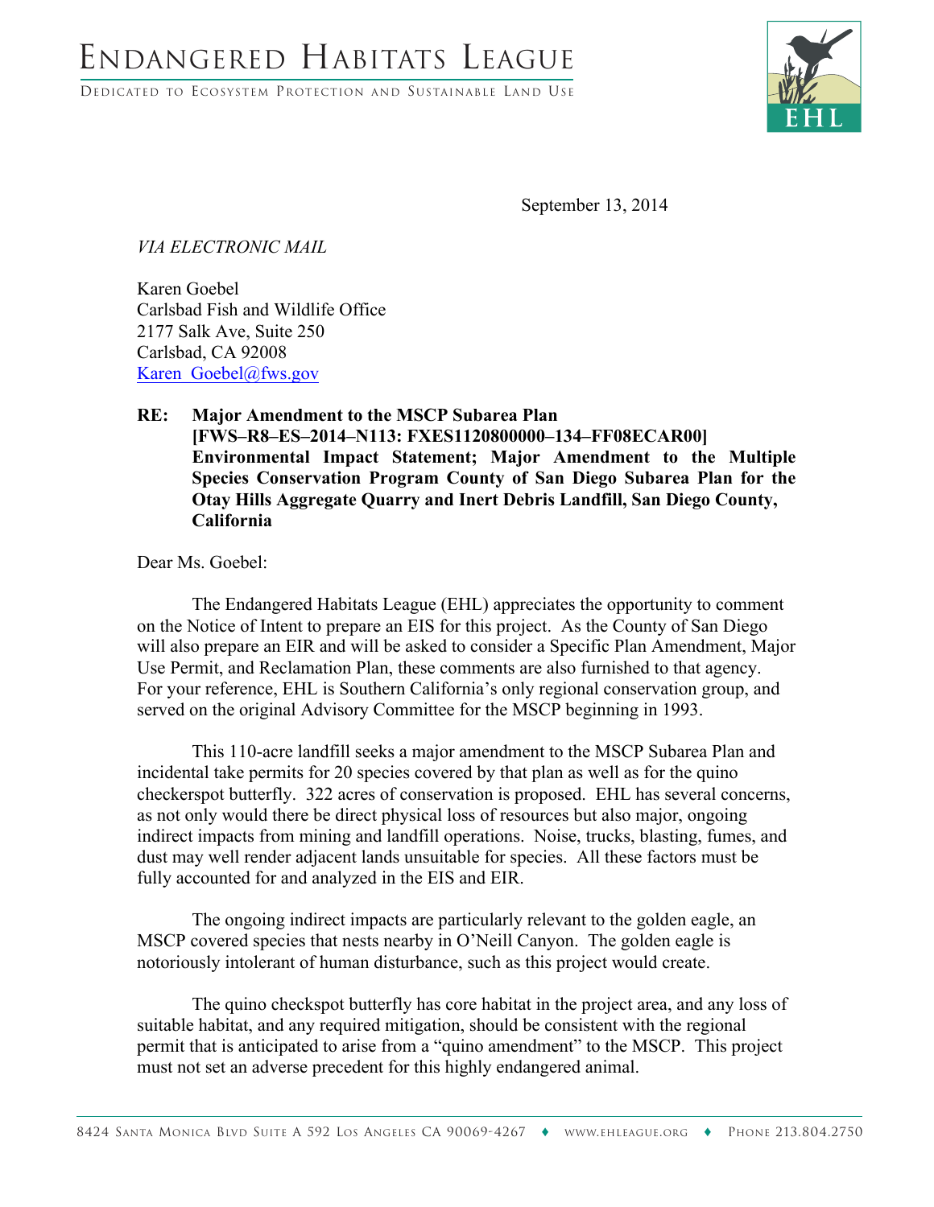# ENDANGERED HABITATS LEAGUE

DEDICATED TO ECOSYSTEM PROTECTION AND SUSTAINABLE LAND USE

September 13, 2014

*VIA ELECTRONIC MAIL*

Karen Goebel
Carlsbad Fish and Wildlife Office
2177 Salk Ave, Suite 250
Carlsbad, CA 92008
Karen_Goebel@fws.gov

**RE: Major Amendment to the MSCP Subarea Plan [FWS–R8–ES–2014–N113: FXES1120800000–134–FF08ECAR00] Environmental Impact Statement; Major Amendment to the Multiple Species Conservation Program County of San Diego Subarea Plan for the Otay Hills Aggregate Quarry and Inert Debris Landfill, San Diego County, California**

Dear Ms. Goebel:

The Endangered Habitats League (EHL) appreciates the opportunity to comment on the Notice of Intent to prepare an EIS for this project. As the County of San Diego will also prepare an EIR and will be asked to consider a Specific Plan Amendment, Major Use Permit, and Reclamation Plan, these comments are also furnished to that agency. For your reference, EHL is Southern California's only regional conservation group, and served on the original Advisory Committee for the MSCP beginning in 1993.

This 110-acre landfill seeks a major amendment to the MSCP Subarea Plan and incidental take permits for 20 species covered by that plan as well as for the quino checkerspot butterfly. 322 acres of conservation is proposed. EHL has several concerns, as not only would there be direct physical loss of resources but also major, ongoing indirect impacts from mining and landfill operations. Noise, trucks, blasting, fumes, and dust may well render adjacent lands unsuitable for species. All these factors must be fully accounted for and analyzed in the EIS and EIR.

The ongoing indirect impacts are particularly relevant to the golden eagle, an MSCP covered species that nests nearby in O'Neill Canyon. The golden eagle is notoriously intolerant of human disturbance, such as this project would create.

The quino checkspot butterfly has core habitat in the project area, and any loss of suitable habitat, and any required mitigation, should be consistent with the regional permit that is anticipated to arise from a "quino amendment" to the MSCP. This project must not set an adverse precedent for this highly endangered animal.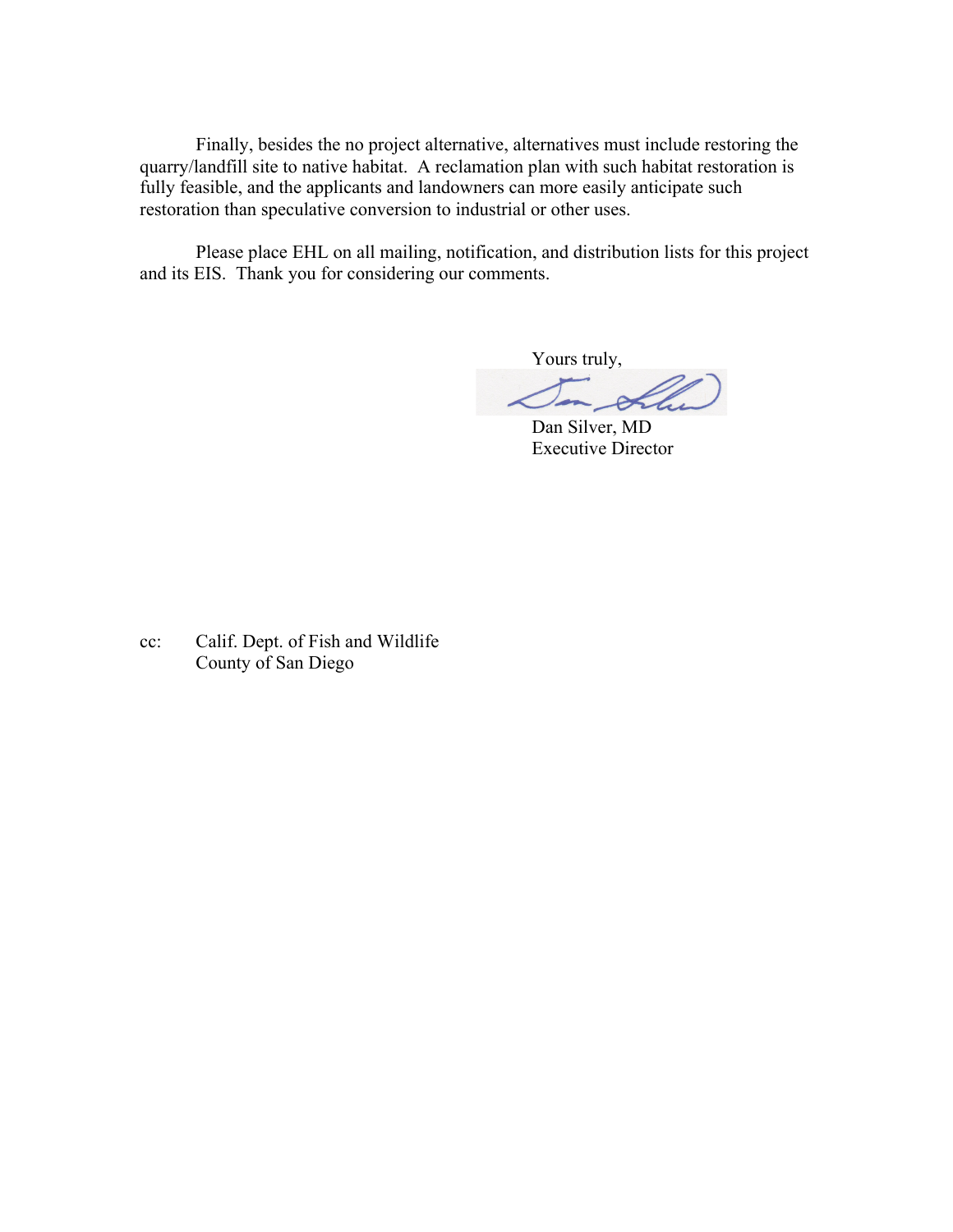Finally, besides the no project alternative, alternatives must include restoring the quarry/landfill site to native habitat. A reclamation plan with such habitat restoration is fully feasible, and the applicants and landowners can more easily anticipate such restoration than speculative conversion to industrial or other uses.

Please place EHL on all mailing, notification, and distribution lists for this project and its EIS. Thank you for considering our comments.

Yours truly,

Dan Silver, MD
Executive Director

cc: Calif. Dept. of Fish and Wildlife
County of San Diego